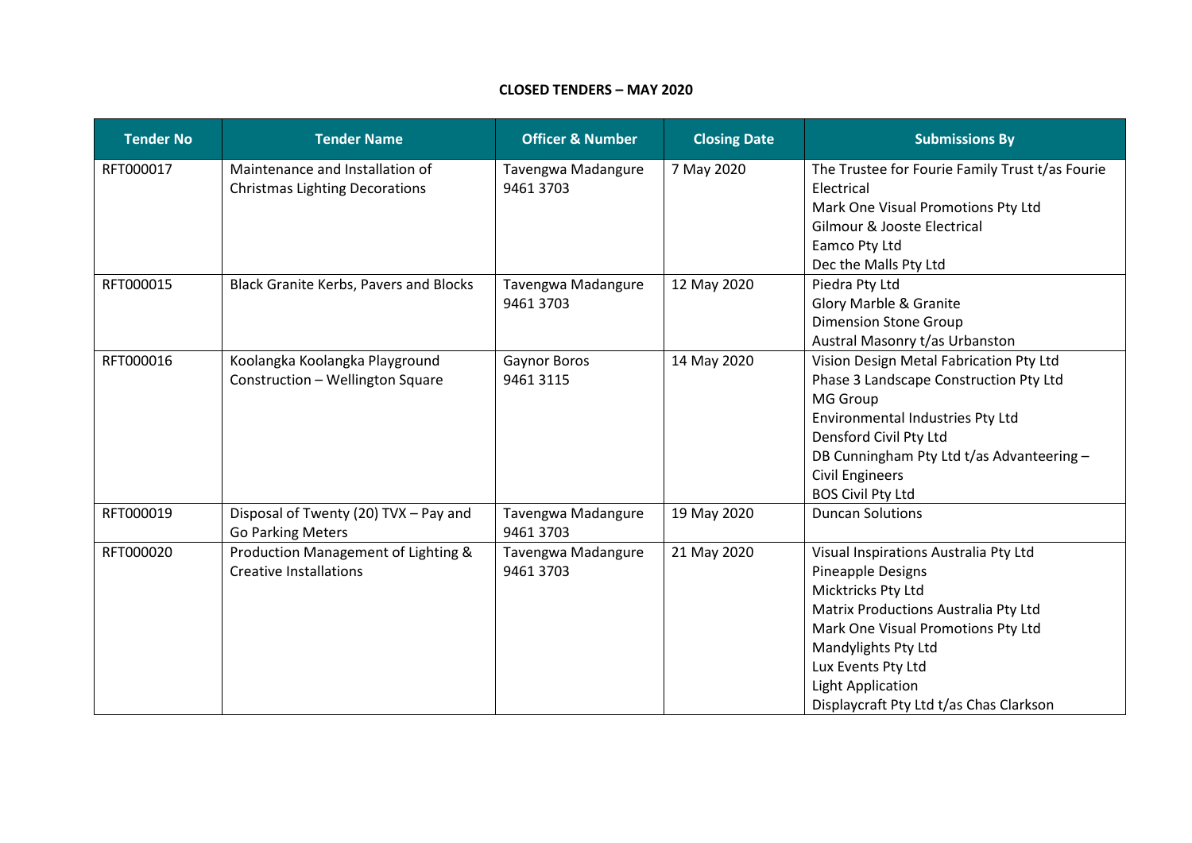**CLOSED TENDERS – MAY 2020**

| Tender No | Tender Name | Officer & Number | Closing Date | Submissions By |
|---|---|---|---|---|
| RFT000017 | Maintenance and Installation of Christmas Lighting Decorations | Tavengwa Madangure 9461 3703 | 7 May 2020 | The Trustee for Fourie Family Trust t/as Fourie Electrical<br>Mark One Visual Promotions Pty Ltd<br>Gilmour & Jooste Electrical<br>Eamco Pty Ltd<br>Dec the Malls Pty Ltd |
| RFT000015 | Black Granite Kerbs, Pavers and Blocks | Tavengwa Madangure 9461 3703 | 12 May 2020 | Piedra Pty Ltd<br>Glory Marble & Granite<br>Dimension Stone Group<br>Austral Masonry t/as Urbanston |
| RFT000016 | Koolangka Koolangka Playground Construction – Wellington Square | Gaynor Boros 9461 3115 | 14 May 2020 | Vision Design Metal Fabrication Pty Ltd<br>Phase 3 Landscape Construction Pty Ltd<br>MG Group<br>Environmental Industries Pty Ltd<br>Densford Civil Pty Ltd<br>DB Cunningham Pty Ltd t/as Advanteering – Civil Engineers<br>BOS Civil Pty Ltd |
| RFT000019 | Disposal of Twenty (20) TVX – Pay and Go Parking Meters | Tavengwa Madangure 9461 3703 | 19 May 2020 | Duncan Solutions |
| RFT000020 | Production Management of Lighting & Creative Installations | Tavengwa Madangure 9461 3703 | 21 May 2020 | Visual Inspirations Australia Pty Ltd<br>Pineapple Designs<br>Micktricks Pty Ltd<br>Matrix Productions Australia Pty Ltd<br>Mark One Visual Promotions Pty Ltd<br>Mandylights Pty Ltd<br>Lux Events Pty Ltd<br>Light Application<br>Displaycraft Pty Ltd t/as Chas Clarkson |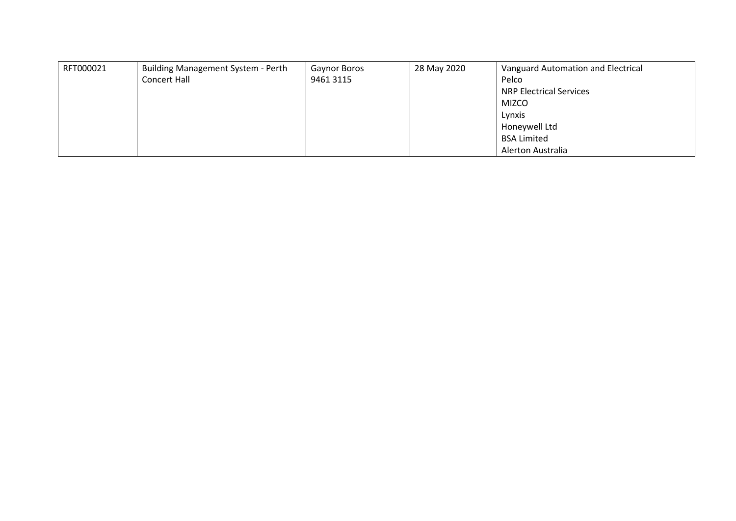| | | | | |
|---|---|---|---|---|
| RFT000021 | Building Management System - Perth Concert Hall | Gaynor Boros 9461 3115 | 28 May 2020 | Vanguard Automation and Electrical<br>Pelco<br>NRP Electrical Services<br>MIZCO<br>Lynxis<br>Honeywell Ltd<br>BSA Limited<br>Alerton Australia |